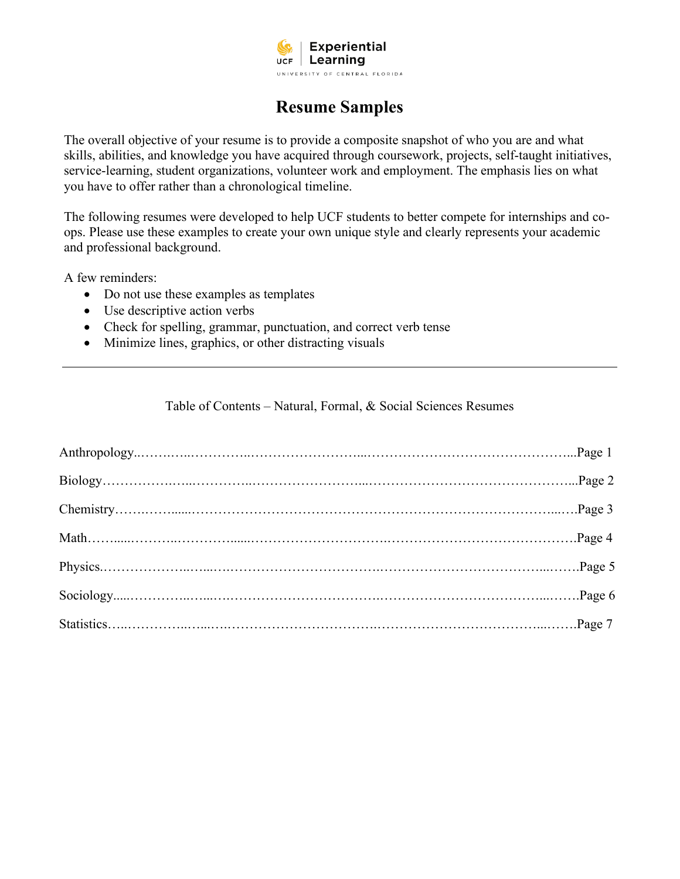Experiential Learning
UNIVERSITY OF CENTRAL FLORIDA

# Resume Samples

The overall objective of your resume is to provide a composite snapshot of who you are and what skills, abilities, and knowledge you have acquired through coursework, projects, self-taught initiatives, service-learning, student organizations, volunteer work and employment. The emphasis lies on what you have to offer rather than a chronological timeline.

The following resumes were developed to help UCF students to better compete for internships and co-ops. Please use these examples to create your own unique style and clearly represents your academic and professional background.

A few reminders:

- Do not use these examples as templates
- Use descriptive action verbs
- Check for spelling, grammar, punctuation, and correct verb tense
- Minimize lines, graphics, or other distracting visuals

---

Table of Contents – Natural, Formal, & Social Sciences Resumes

| Section | Page |
| --- | --- |
| Anthropology | Page 1 |
| Biology | Page 2 |
| Chemistry | Page 3 |
| Math | Page 4 |
| Physics | Page 5 |
| Sociology | Page 6 |
| Statistics | Page 7 |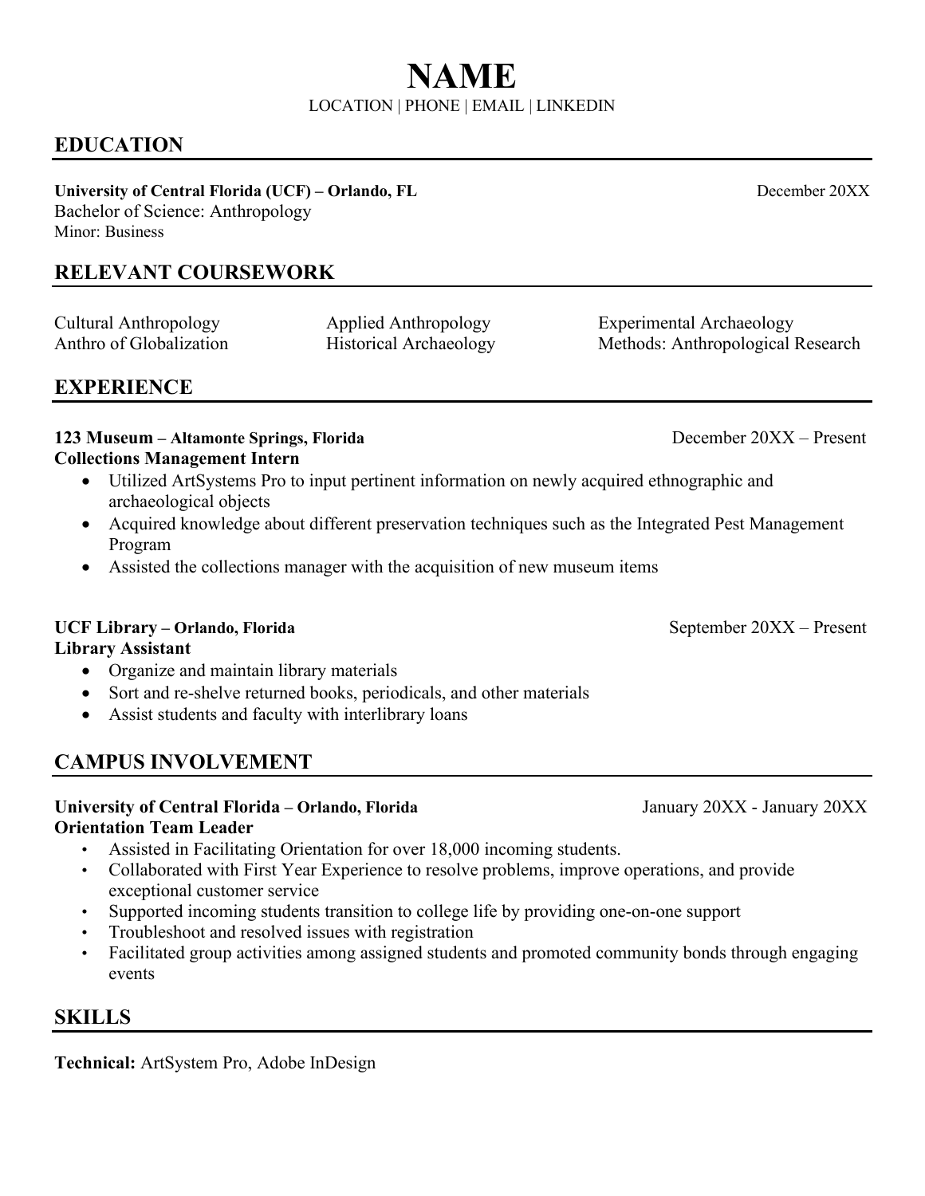# NAME

LOCATION | PHONE | EMAIL | LINKEDIN

## EDUCATION

**University of Central Florida (UCF) – Orlando, FL** December 20XX
Bachelor of Science: Anthropology
Minor: Business

## RELEVANT COURSEWORK

Cultural Anthropology
Anthro of Globalization
Applied Anthropology
Historical Archaeology
Experimental Archaeology
Methods: Anthropological Research

## EXPERIENCE

**123 Museum – Altamonte Springs, Florida** December 20XX – Present
**Collections Management Intern**

- Utilized ArtSystems Pro to input pertinent information on newly acquired ethnographic and archaeological objects
- Acquired knowledge about different preservation techniques such as the Integrated Pest Management Program
- Assisted the collections manager with the acquisition of new museum items

**UCF Library – Orlando, Florida** September 20XX – Present
**Library Assistant**

- Organize and maintain library materials
- Sort and re-shelve returned books, periodicals, and other materials
- Assist students and faculty with interlibrary loans

## CAMPUS INVOLVEMENT

**University of Central Florida – Orlando, Florida** January 20XX - January 20XX
**Orientation Team Leader**

- Assisted in Facilitating Orientation for over 18,000 incoming students.
- Collaborated with First Year Experience to resolve problems, improve operations, and provide exceptional customer service
- Supported incoming students transition to college life by providing one-on-one support
- Troubleshoot and resolved issues with registration
- Facilitated group activities among assigned students and promoted community bonds through engaging events

## SKILLS

**Technical:** ArtSystem Pro, Adobe InDesign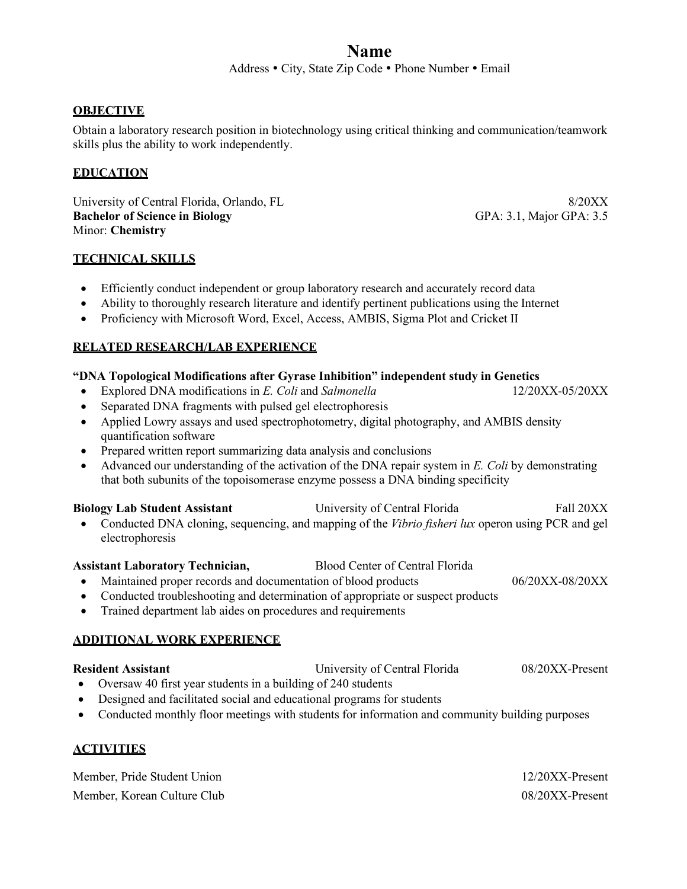# Name

Address • City, State Zip Code • Phone Number • Email

## OBJECTIVE

Obtain a laboratory research position in biotechnology using critical thinking and communication/teamwork skills plus the ability to work independently.

## EDUCATION

University of Central Florida, Orlando, FL — 8/20XX
**Bachelor of Science in Biology** — GPA: 3.1, Major GPA: 3.5
Minor: **Chemistry**

## TECHNICAL SKILLS

- Efficiently conduct independent or group laboratory research and accurately record data
- Ability to thoroughly research literature and identify pertinent publications using the Internet
- Proficiency with Microsoft Word, Excel, Access, AMBIS, Sigma Plot and Cricket II

## RELATED RESEARCH/LAB EXPERIENCE

**"DNA Topological Modifications after Gyrase Inhibition" independent study in Genetics**

- Explored DNA modifications in *E. Coli* and *Salmonella* — 12/20XX-05/20XX
- Separated DNA fragments with pulsed gel electrophoresis
- Applied Lowry assays and used spectrophotometry, digital photography, and AMBIS density quantification software
- Prepared written report summarizing data analysis and conclusions
- Advanced our understanding of the activation of the DNA repair system in *E. Coli* by demonstrating that both subunits of the topoisomerase enzyme possess a DNA binding specificity

**Biology Lab Student Assistant** — University of Central Florida — Fall 20XX

- Conducted DNA cloning, sequencing, and mapping of the *Vibrio fisheri lux* operon using PCR and gel electrophoresis

**Assistant Laboratory Technician,** — Blood Center of Central Florida

- Maintained proper records and documentation of blood products — 06/20XX-08/20XX
- Conducted troubleshooting and determination of appropriate or suspect products
- Trained department lab aides on procedures and requirements

## ADDITIONAL WORK EXPERIENCE

**Resident Assistant** — University of Central Florida — 08/20XX-Present

- Oversaw 40 first year students in a building of 240 students
- Designed and facilitated social and educational programs for students
- Conducted monthly floor meetings with students for information and community building purposes

## ACTIVITIES

Member, Pride Student Union — 12/20XX-Present

Member, Korean Culture Club — 08/20XX-Present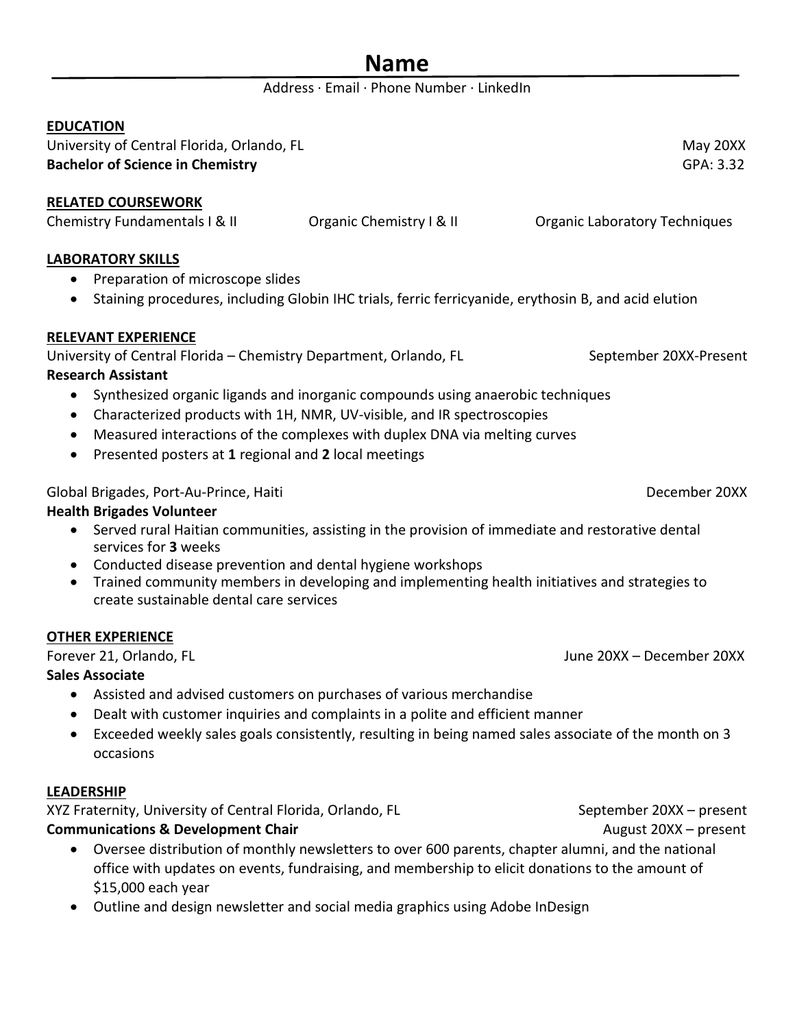# Name

Address · Email · Phone Number · LinkedIn

## EDUCATION

University of Central Florida, Orlando, FL — May 20XX
**Bachelor of Science in Chemistry** — GPA: 3.32

## RELATED COURSEWORK

Chemistry Fundamentals I & II — Organic Chemistry I & II — Organic Laboratory Techniques

## LABORATORY SKILLS

- Preparation of microscope slides
- Staining procedures, including Globin IHC trials, ferric ferricyanide, erythosin B, and acid elution

## RELEVANT EXPERIENCE

University of Central Florida – Chemistry Department, Orlando, FL — September 20XX-Present
**Research Assistant**

- Synthesized organic ligands and inorganic compounds using anaerobic techniques
- Characterized products with 1H, NMR, UV-visible, and IR spectroscopies
- Measured interactions of the complexes with duplex DNA via melting curves
- Presented posters at **1** regional and **2** local meetings

Global Brigades, Port-Au-Prince, Haiti — December 20XX
**Health Brigades Volunteer**

- Served rural Haitian communities, assisting in the provision of immediate and restorative dental services for **3** weeks
- Conducted disease prevention and dental hygiene workshops
- Trained community members in developing and implementing health initiatives and strategies to create sustainable dental care services

## OTHER EXPERIENCE

Forever 21, Orlando, FL — June 20XX – December 20XX
**Sales Associate**

- Assisted and advised customers on purchases of various merchandise
- Dealt with customer inquiries and complaints in a polite and efficient manner
- Exceeded weekly sales goals consistently, resulting in being named sales associate of the month on 3 occasions

## LEADERSHIP

XYZ Fraternity, University of Central Florida, Orlando, FL — September 20XX – present
**Communications & Development Chair** — August 20XX – present

- Oversee distribution of monthly newsletters to over 600 parents, chapter alumni, and the national office with updates on events, fundraising, and membership to elicit donations to the amount of $15,000 each year
- Outline and design newsletter and social media graphics using Adobe InDesign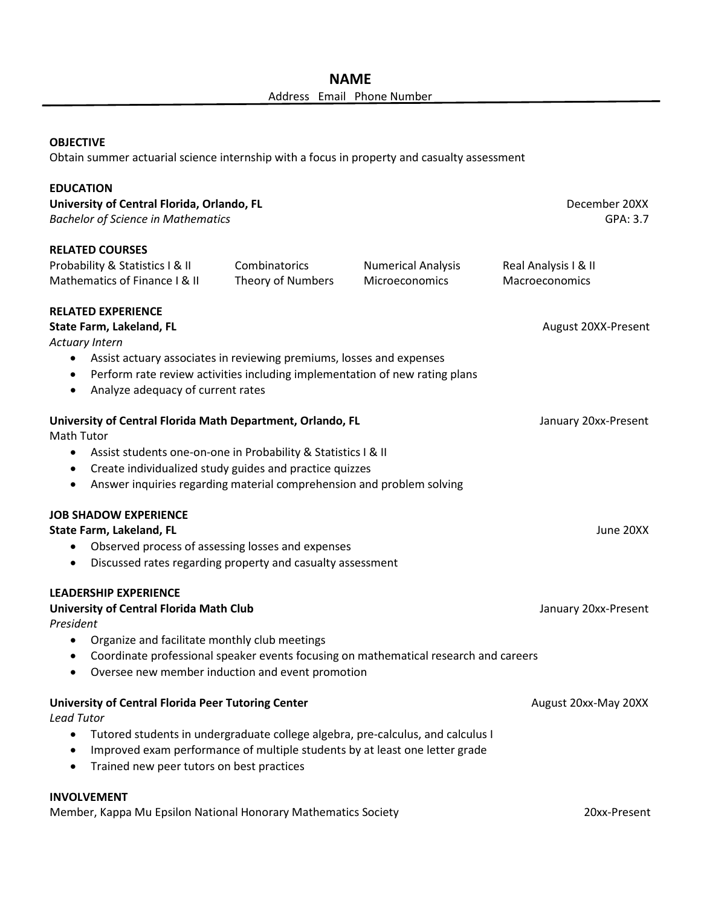# NAME

Address Email Phone Number

## OBJECTIVE

Obtain summer actuarial science internship with a focus in property and casualty assessment

## EDUCATION

**University of Central Florida, Orlando, FL** — December 20XX
*Bachelor of Science in Mathematics* — GPA: 3.7

## RELATED COURSES

| | | | |
|---|---|---|---|
| Probability & Statistics I & II | Combinatorics | Numerical Analysis | Real Analysis I & II |
| Mathematics of Finance I & II | Theory of Numbers | Microeconomics | Macroeconomics |

## RELATED EXPERIENCE

**State Farm, Lakeland, FL** — August 20XX-Present
*Actuary Intern*

- Assist actuary associates in reviewing premiums, losses and expenses
- Perform rate review activities including implementation of new rating plans
- Analyze adequacy of current rates

**University of Central Florida Math Department, Orlando, FL** — January 20xx-Present
Math Tutor

- Assist students one-on-one in Probability & Statistics I & II
- Create individualized study guides and practice quizzes
- Answer inquiries regarding material comprehension and problem solving

## JOB SHADOW EXPERIENCE

**State Farm, Lakeland, FL** — June 20XX

- Observed process of assessing losses and expenses
- Discussed rates regarding property and casualty assessment

## LEADERSHIP EXPERIENCE

**University of Central Florida Math Club** — January 20xx-Present
*President*

- Organize and facilitate monthly club meetings
- Coordinate professional speaker events focusing on mathematical research and careers
- Oversee new member induction and event promotion

**University of Central Florida Peer Tutoring Center** — August 20xx-May 20XX
*Lead Tutor*

- Tutored students in undergraduate college algebra, pre-calculus, and calculus I
- Improved exam performance of multiple students by at least one letter grade
- Trained new peer tutors on best practices

## INVOLVEMENT

Member, Kappa Mu Epsilon National Honorary Mathematics Society — 20xx-Present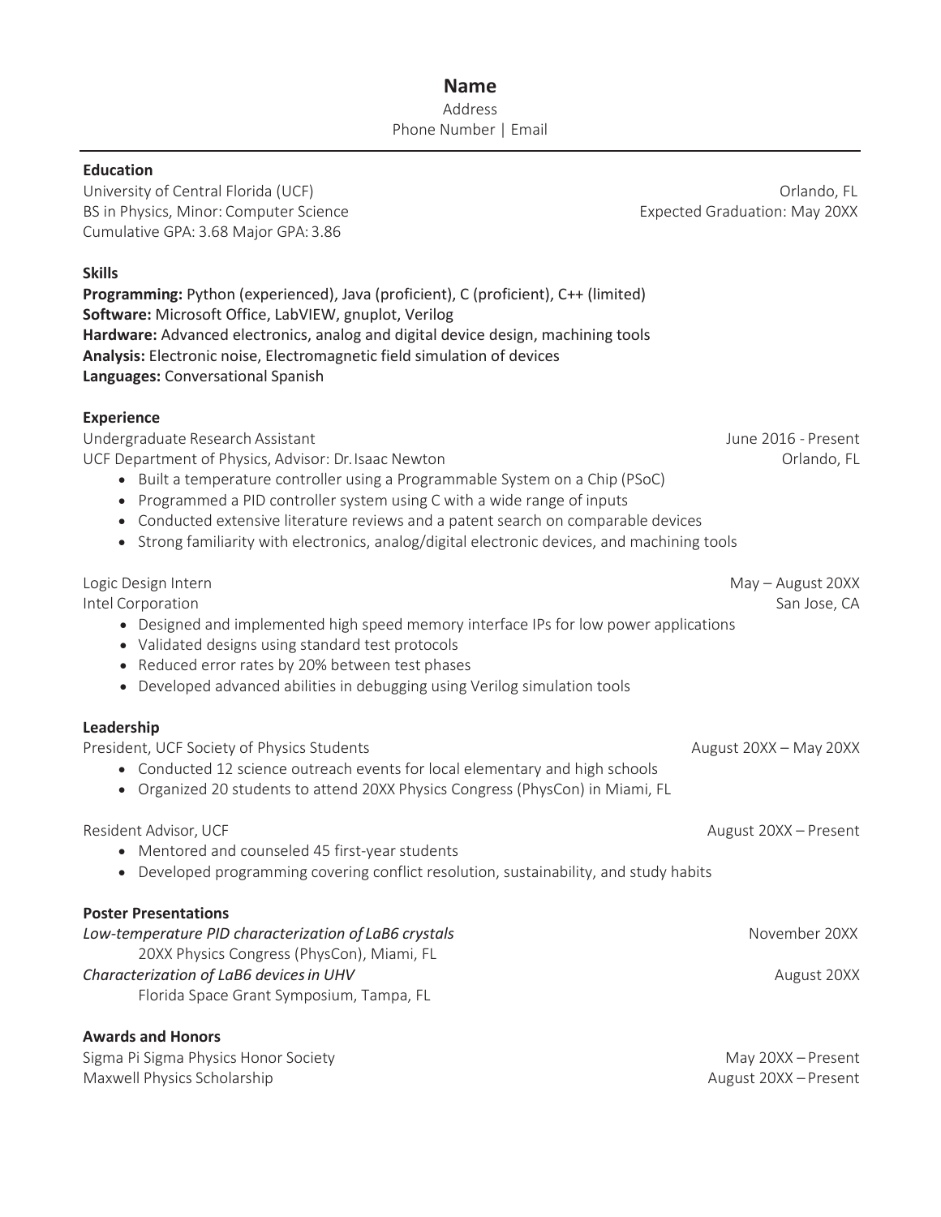# Name

Address

Phone Number | Email

## Education

University of Central Florida (UCF) — Orlando, FL

BS in Physics, Minor: Computer Science — Expected Graduation: May 20XX

Cumulative GPA: 3.68 Major GPA: 3.86

## Skills

**Programming:** Python (experienced), Java (proficient), C (proficient), C++ (limited)

**Software:** Microsoft Office, LabVIEW, gnuplot, Verilog

**Hardware:** Advanced electronics, analog and digital device design, machining tools

**Analysis:** Electronic noise, Electromagnetic field simulation of devices

**Languages:** Conversational Spanish

## Experience

Undergraduate Research Assistant — June 2016 - Present

UCF Department of Physics, Advisor: Dr. Isaac Newton — Orlando, FL

- Built a temperature controller using a Programmable System on a Chip (PSoC)
- Programmed a PID controller system using C with a wide range of inputs
- Conducted extensive literature reviews and a patent search on comparable devices
- Strong familiarity with electronics, analog/digital electronic devices, and machining tools

Logic Design Intern — May – August 20XX

Intel Corporation — San Jose, CA

- Designed and implemented high speed memory interface IPs for low power applications
- Validated designs using standard test protocols
- Reduced error rates by 20% between test phases
- Developed advanced abilities in debugging using Verilog simulation tools

## Leadership

President, UCF Society of Physics Students — August 20XX – May 20XX

- Conducted 12 science outreach events for local elementary and high schools
- Organized 20 students to attend 20XX Physics Congress (PhysCon) in Miami, FL

Resident Advisor, UCF — August 20XX – Present

- Mentored and counseled 45 first-year students
- Developed programming covering conflict resolution, sustainability, and study habits

## Poster Presentations

*Low-temperature PID characterization of LaB6 crystals* — November 20XX

20XX Physics Congress (PhysCon), Miami, FL

*Characterization of LaB6 devices in UHV* — August 20XX

Florida Space Grant Symposium, Tampa, FL

## Awards and Honors

Sigma Pi Sigma Physics Honor Society — May 20XX – Present

Maxwell Physics Scholarship — August 20XX – Present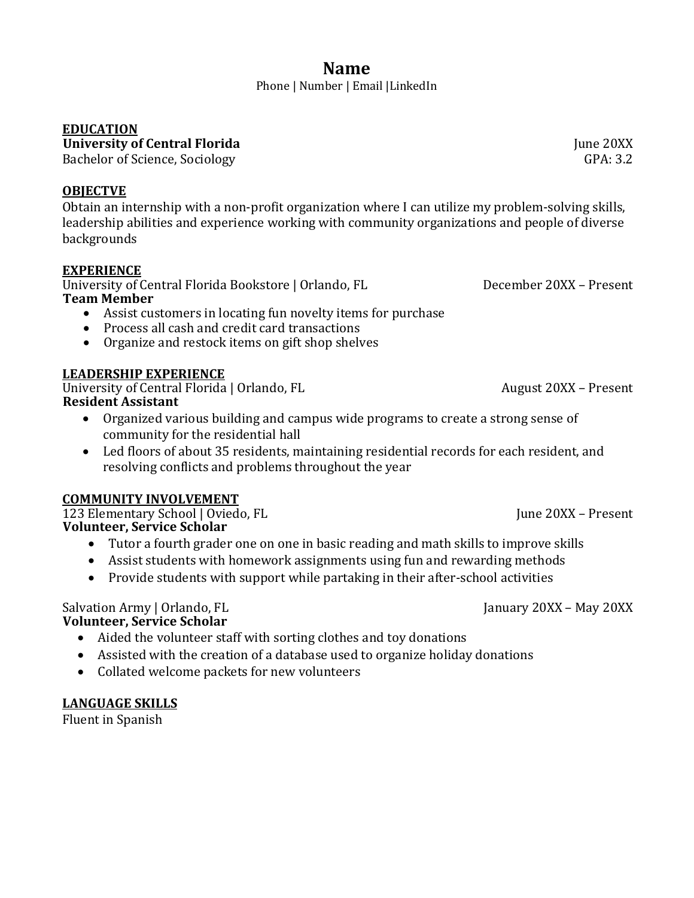# Name

Phone | Number | Email |LinkedIn

## EDUCATION

**University of Central Florida** June 20XX
Bachelor of Science, Sociology GPA: 3.2

## OBJECTVE

Obtain an internship with a non-profit organization where I can utilize my problem-solving skills, leadership abilities and experience working with community organizations and people of diverse backgrounds

## EXPERIENCE

University of Central Florida Bookstore | Orlando, FL December 20XX – Present
**Team Member**

- Assist customers in locating fun novelty items for purchase
- Process all cash and credit card transactions
- Organize and restock items on gift shop shelves

## LEADERSHIP EXPERIENCE

University of Central Florida | Orlando, FL August 20XX – Present
**Resident Assistant**

- Organized various building and campus wide programs to create a strong sense of community for the residential hall
- Led floors of about 35 residents, maintaining residential records for each resident, and resolving conflicts and problems throughout the year

## COMMUNITY INVOLVEMENT

123 Elementary School | Oviedo, FL June 20XX – Present
**Volunteer, Service Scholar**

- Tutor a fourth grader one on one in basic reading and math skills to improve skills
- Assist students with homework assignments using fun and rewarding methods
- Provide students with support while partaking in their after-school activities

Salvation Army | Orlando, FL January 20XX – May 20XX
**Volunteer, Service Scholar**

- Aided the volunteer staff with sorting clothes and toy donations
- Assisted with the creation of a database used to organize holiday donations
- Collated welcome packets for new volunteers

## LANGUAGE SKILLS

Fluent in Spanish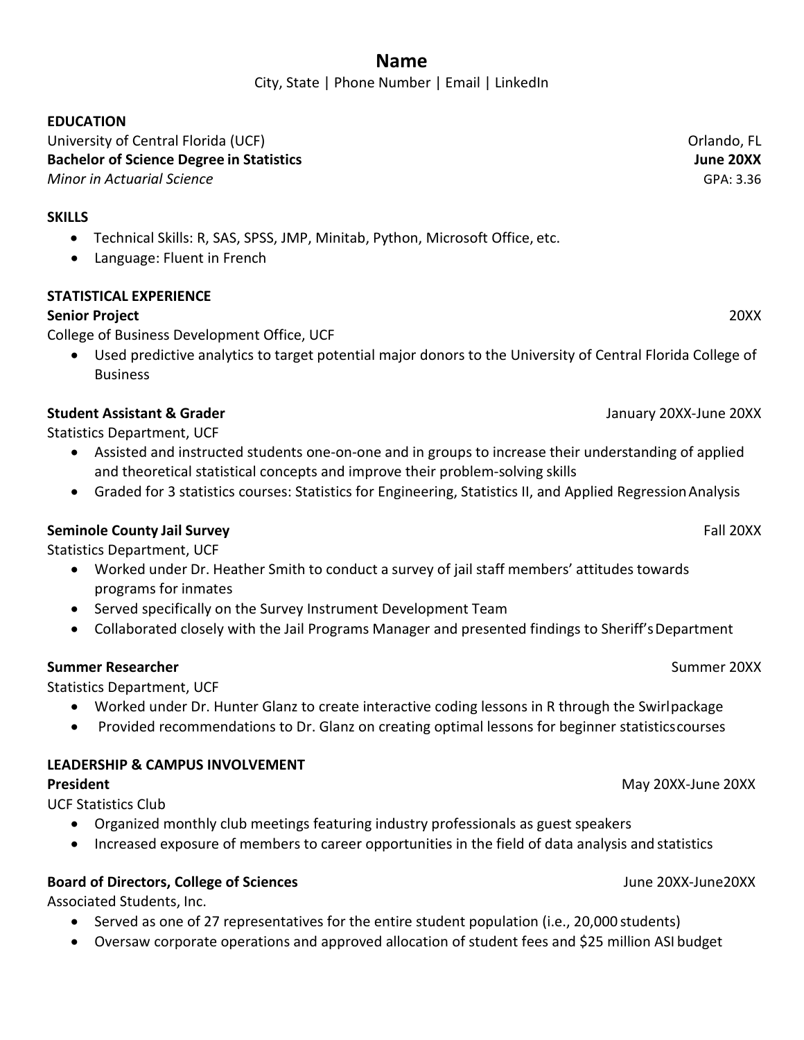# Name

City, State | Phone Number | Email | LinkedIn

## EDUCATION

University of Central Florida (UCF) — Orlando, FL
**Bachelor of Science Degree in Statistics** — **June 20XX**
*Minor in Actuarial Science* — GPA: 3.36

## SKILLS

- Technical Skills: R, SAS, SPSS, JMP, Minitab, Python, Microsoft Office, etc.
- Language: Fluent in French

## STATISTICAL EXPERIENCE

**Senior Project** — 20XX
College of Business Development Office, UCF

- Used predictive analytics to target potential major donors to the University of Central Florida College of Business

**Student Assistant & Grader** — January 20XX-June 20XX
Statistics Department, UCF

- Assisted and instructed students one-on-one and in groups to increase their understanding of applied and theoretical statistical concepts and improve their problem-solving skills
- Graded for 3 statistics courses: Statistics for Engineering, Statistics II, and Applied Regression Analysis

**Seminole County Jail Survey** — Fall 20XX
Statistics Department, UCF

- Worked under Dr. Heather Smith to conduct a survey of jail staff members' attitudes towards programs for inmates
- Served specifically on the Survey Instrument Development Team
- Collaborated closely with the Jail Programs Manager and presented findings to Sheriff's Department

**Summer Researcher** — Summer 20XX
Statistics Department, UCF

- Worked under Dr. Hunter Glanz to create interactive coding lessons in R through the Swirl package
- Provided recommendations to Dr. Glanz on creating optimal lessons for beginner statistics courses

## LEADERSHIP & CAMPUS INVOLVEMENT

**President** — May 20XX-June 20XX
UCF Statistics Club

- Organized monthly club meetings featuring industry professionals as guest speakers
- Increased exposure of members to career opportunities in the field of data analysis and statistics

**Board of Directors, College of Sciences** — June 20XX-June20XX
Associated Students, Inc.

- Served as one of 27 representatives for the entire student population (i.e., 20,000 students)
- Oversaw corporate operations and approved allocation of student fees and $25 million ASI budget